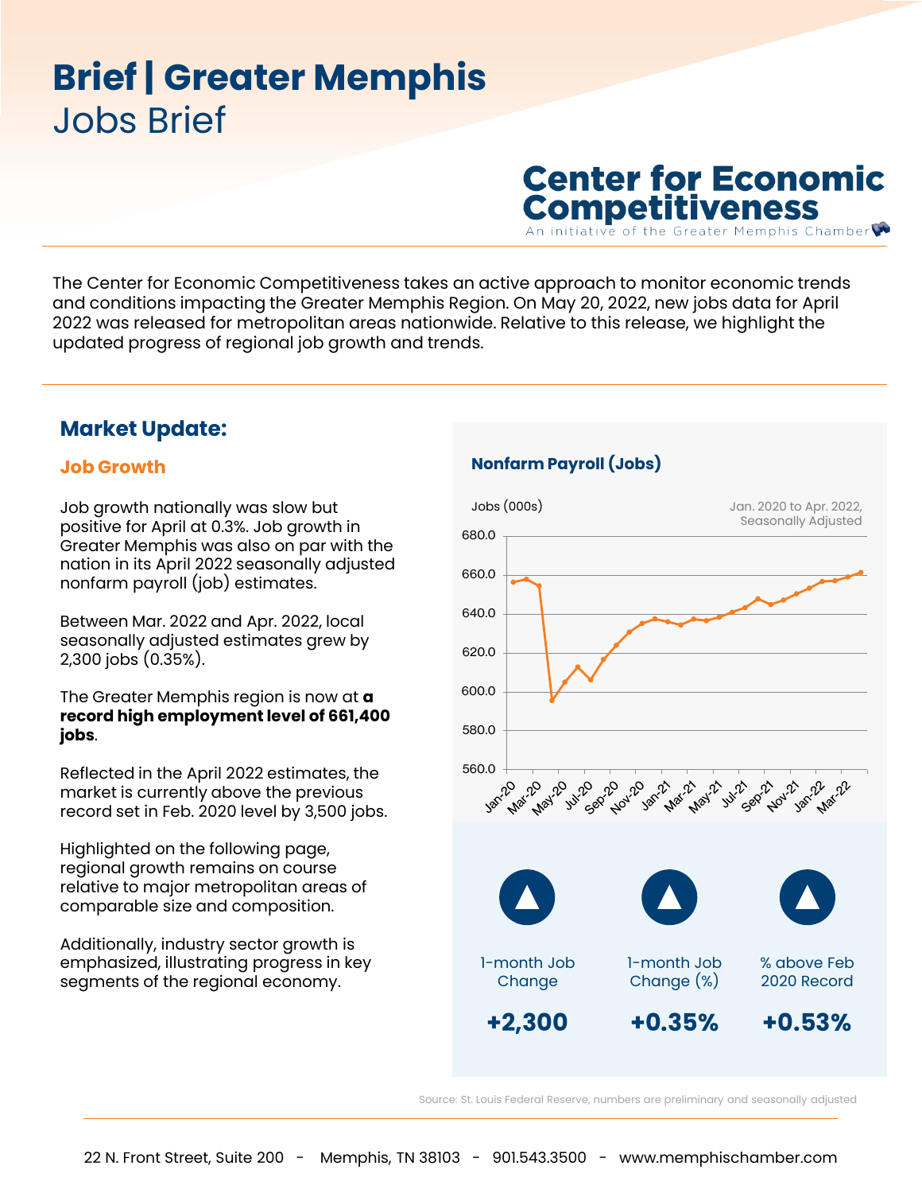# Brief | Greater Memphis
## Jobs Brief

**Center for Economic Competitiveness**
An initiative of the Greater Memphis Chamber

The Center for Economic Competitiveness takes an active approach to monitor economic trends and conditions impacting the Greater Memphis Region. On May 20, 2022, new jobs data for April 2022 was released for metropolitan areas nationwide. Relative to this release, we highlight the updated progress of regional job growth and trends.

## Market Update:

### Job Growth

Job growth nationally was slow but positive for April at 0.3%. Job growth in Greater Memphis was also on par with the nation in its April 2022 seasonally adjusted nonfarm payroll (job) estimates.

Between Mar. 2022 and Apr. 2022, local seasonally adjusted estimates grew by 2,300 jobs (0.35%).

The Greater Memphis region is now at **a record high employment level of 661,400 jobs**.

Reflected in the April 2022 estimates, the market is currently above the previous record set in Feb. 2020 level by 3,500 jobs.

Highlighted on the following page, regional growth remains on course relative to major metropolitan areas of comparable size and composition.

Additionally, industry sector growth is emphasized, illustrating progress in key segments of the regional economy.

### Nonfarm Payroll (Jobs)

Jobs (000s) — Jan. 2020 to Apr. 2022, Seasonally Adjusted

| 1-month Job Change | 1-month Job Change (%) | % above Feb 2020 Record |
|---|---|---|
| +2,300 | +0.35% | +0.53% |

Source: St. Louis Federal Reserve, numbers are preliminary and seasonally adjusted

22 N. Front Street, Suite 200 - Memphis, TN 38103 - 901.543.3500 - www.memphischamber.com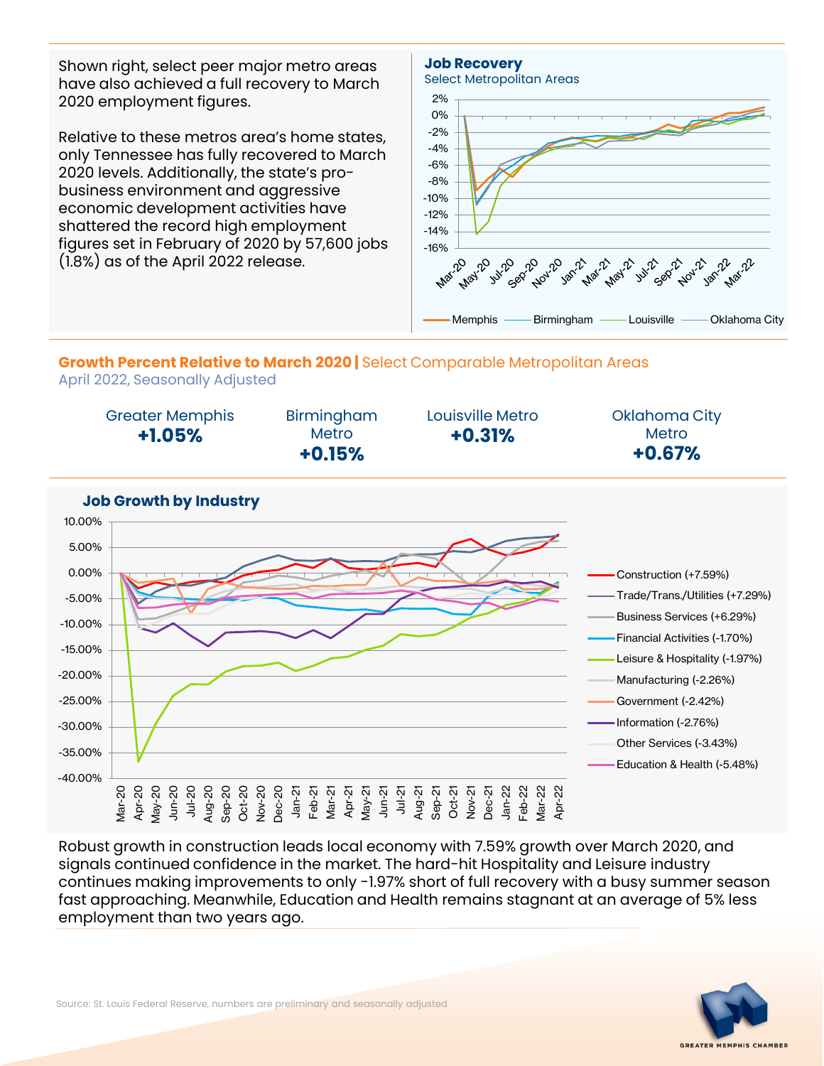Shown right, select peer major metro areas have also achieved a full recovery to March 2020 employment figures.

Relative to these metros area's home states, only Tennessee has fully recovered to March 2020 levels. Additionally, the state's pro-business environment and aggressive economic development activities have shattered the record high employment figures set in February of 2020 by 57,600 jobs (1.8%) as of the April 2022 release.

**Job Recovery**
Select Metropolitan Areas

2%
0%
-2%
-4%
-6%
-8%
-10%
-12%
-14%
-16%

Mar-20, May-20, Jul-20, Sep-20, Nov-20, Jan-21, Mar-21, May-21, Jul-21, Sep-21, Nov-21, Jan-22, Mar-22

Memphis, Birmingham, Louisville, Oklahoma City

## Growth Percent Relative to March 2020 | Select Comparable Metropolitan Areas

April 2022, Seasonally Adjusted

Greater Memphis **+1.05%**

Birmingham Metro **+0.15%**

Louisville Metro **+0.31%**

Oklahoma City Metro **+0.67%**

**Job Growth by Industry**

10.00%
5.00%
0.00%
-5.00%
-10.00%
-15.00%
-20.00%
-25.00%
-30.00%
-35.00%
-40.00%

Mar-20, Apr-20, May-20, Jun-20, Jul-20, Aug-20, Sep-20, Oct-20, Nov-20, Dec-20, Jan-21, Feb-21, Mar-21, Apr-21, May-21, Jun-21, Jul-21, Aug-21, Sep-21, Oct-21, Nov-21, Dec-21, Jan-22, Feb-22, Mar-22, Apr-22

Construction (+7.59%)
Trade/Trans./Utilities (+7.29%)
Business Services (+6.29%)
Financial Activities (-1.70%)
Leisure & Hospitality (-1.97%)
Manufacturing (-2.26%)
Government (-2.42%)
Information (-2.76%)
Other Services (-3.43%)
Education & Health (-5.48%)

Robust growth in construction leads local economy with 7.59% growth over March 2020, and signals continued confidence in the market. The hard-hit Hospitality and Leisure industry continues making improvements to only -1.97% short of full recovery with a busy summer season fast approaching. Meanwhile, Education and Health remains stagnant at an average of 5% less employment than two years ago.

Source: St. Louis Federal Reserve, numbers are preliminary and seasonally adjusted

GREATER MEMPHIS CHAMBER